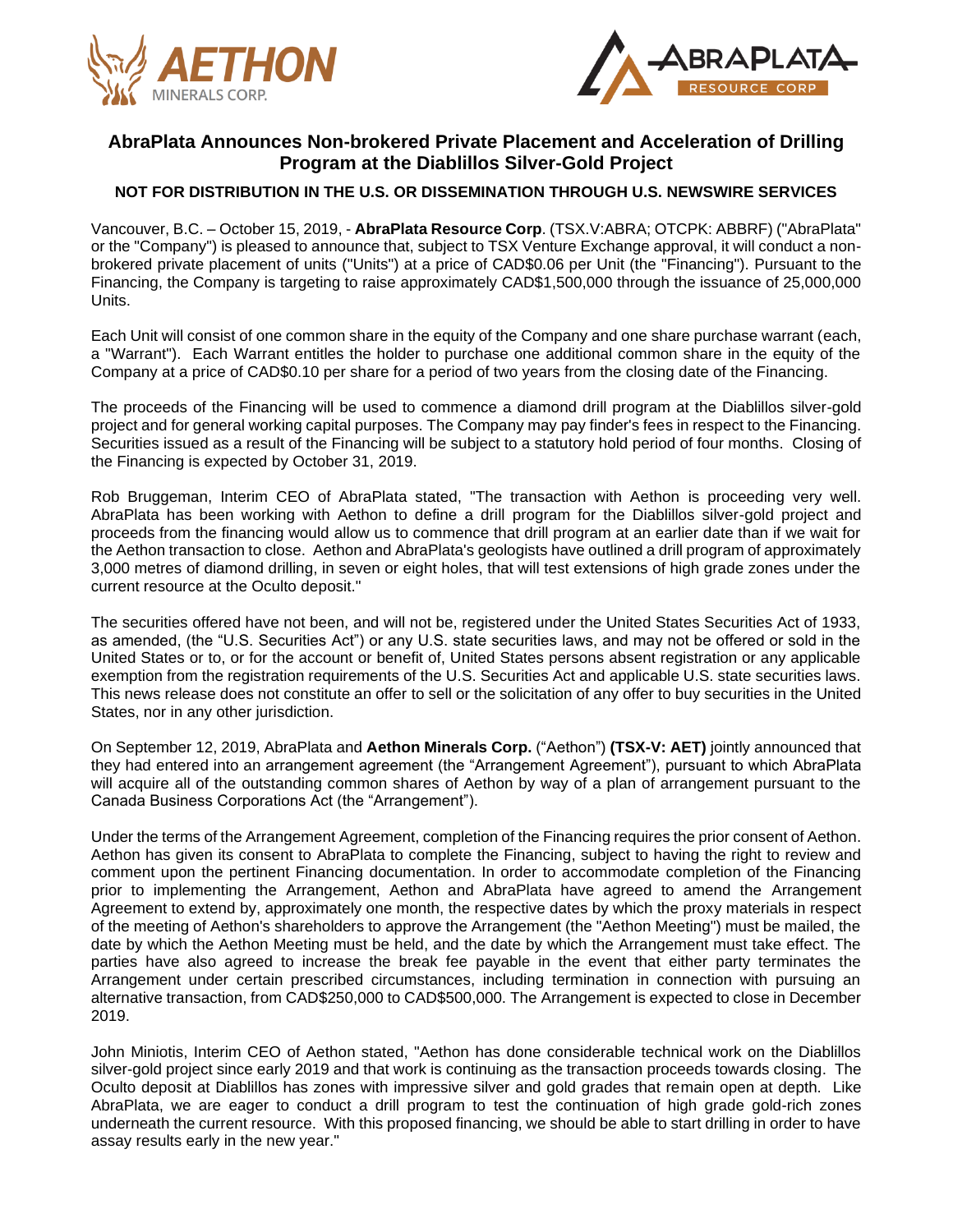# AbraPlata Announces Non-brokered Private Placement and Acceleration of Drilling Program at the Diablillos Silver-Gold Project

**NOT FOR DISTRIBUTION IN THE U.S. OR DISSEMINATION THROUGH U.S. NEWSWIRE SERVICES**

Vancouver, B.C. – October 15, 2019, - **AbraPlata Resource Corp**. (TSX.V:ABRA; OTCPK: ABBRF) ("AbraPlata" or the "Company") is pleased to announce that, subject to TSX Venture Exchange approval, it will conduct a non-brokered private placement of units ("Units") at a price of CAD$0.06 per Unit (the "Financing"). Pursuant to the Financing, the Company is targeting to raise approximately CAD$1,500,000 through the issuance of 25,000,000 Units.

Each Unit will consist of one common share in the equity of the Company and one share purchase warrant (each, a "Warrant"). Each Warrant entitles the holder to purchase one additional common share in the equity of the Company at a price of CAD$0.10 per share for a period of two years from the closing date of the Financing.

The proceeds of the Financing will be used to commence a diamond drill program at the Diablillos silver-gold project and for general working capital purposes. The Company may pay finder's fees in respect to the Financing. Securities issued as a result of the Financing will be subject to a statutory hold period of four months. Closing of the Financing is expected by October 31, 2019.

Rob Bruggeman, Interim CEO of AbraPlata stated, "The transaction with Aethon is proceeding very well. AbraPlata has been working with Aethon to define a drill program for the Diablillos silver-gold project and proceeds from the financing would allow us to commence that drill program at an earlier date than if we wait for the Aethon transaction to close. Aethon and AbraPlata's geologists have outlined a drill program of approximately 3,000 metres of diamond drilling, in seven or eight holes, that will test extensions of high grade zones under the current resource at the Oculto deposit."

The securities offered have not been, and will not be, registered under the United States Securities Act of 1933, as amended, (the "U.S. Securities Act") or any U.S. state securities laws, and may not be offered or sold in the United States or to, or for the account or benefit of, United States persons absent registration or any applicable exemption from the registration requirements of the U.S. Securities Act and applicable U.S. state securities laws. This news release does not constitute an offer to sell or the solicitation of any offer to buy securities in the United States, nor in any other jurisdiction.

On September 12, 2019, AbraPlata and **Aethon Minerals Corp.** ("Aethon") **(TSX-V: AET)** jointly announced that they had entered into an arrangement agreement (the "Arrangement Agreement"), pursuant to which AbraPlata will acquire all of the outstanding common shares of Aethon by way of a plan of arrangement pursuant to the Canada Business Corporations Act (the "Arrangement").

Under the terms of the Arrangement Agreement, completion of the Financing requires the prior consent of Aethon. Aethon has given its consent to AbraPlata to complete the Financing, subject to having the right to review and comment upon the pertinent Financing documentation. In order to accommodate completion of the Financing prior to implementing the Arrangement, Aethon and AbraPlata have agreed to amend the Arrangement Agreement to extend by, approximately one month, the respective dates by which the proxy materials in respect of the meeting of Aethon's shareholders to approve the Arrangement (the "Aethon Meeting") must be mailed, the date by which the Aethon Meeting must be held, and the date by which the Arrangement must take effect. The parties have also agreed to increase the break fee payable in the event that either party terminates the Arrangement under certain prescribed circumstances, including termination in connection with pursuing an alternative transaction, from CAD$250,000 to CAD$500,000. The Arrangement is expected to close in December 2019.

John Miniotis, Interim CEO of Aethon stated, "Aethon has done considerable technical work on the Diablillos silver-gold project since early 2019 and that work is continuing as the transaction proceeds towards closing. The Oculto deposit at Diablillos has zones with impressive silver and gold grades that remain open at depth. Like AbraPlata, we are eager to conduct a drill program to test the continuation of high grade gold-rich zones underneath the current resource. With this proposed financing, we should be able to start drilling in order to have assay results early in the new year."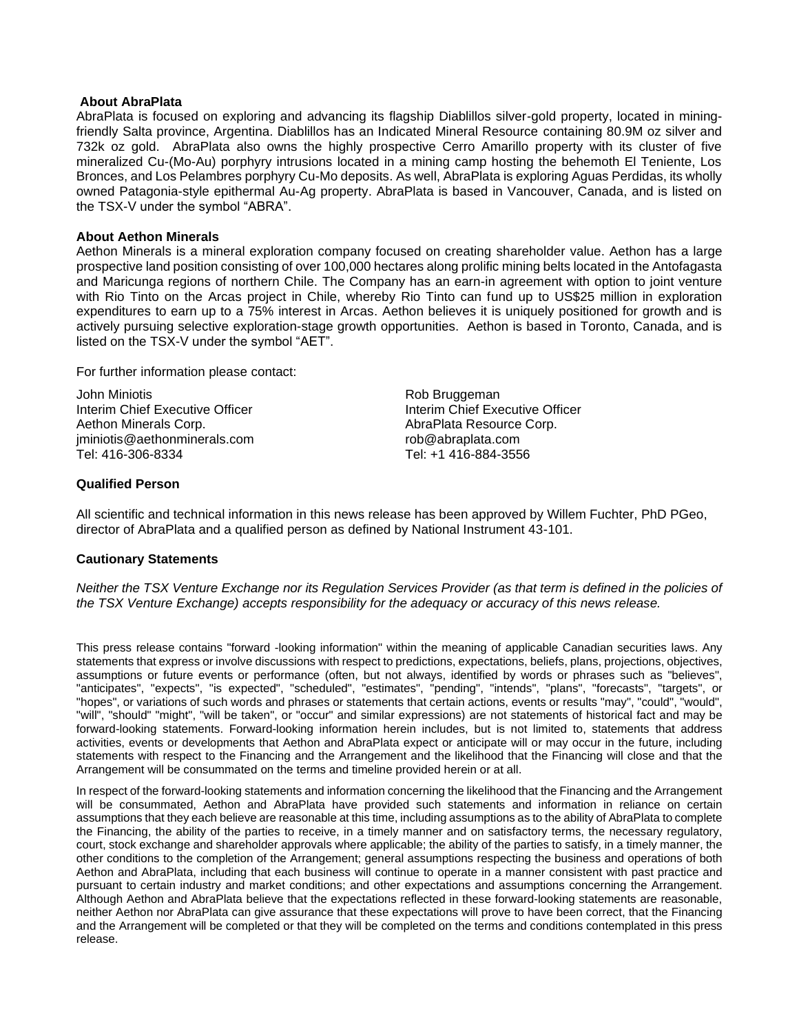### About AbraPlata

AbraPlata is focused on exploring and advancing its flagship Diablillos silver-gold property, located in mining-friendly Salta province, Argentina. Diablillos has an Indicated Mineral Resource containing 80.9M oz silver and 732k oz gold. AbraPlata also owns the highly prospective Cerro Amarillo property with its cluster of five mineralized Cu-(Mo-Au) porphyry intrusions located in a mining camp hosting the behemoth El Teniente, Los Bronces, and Los Pelambres porphyry Cu-Mo deposits. As well, AbraPlata is exploring Aguas Perdidas, its wholly owned Patagonia-style epithermal Au-Ag property. AbraPlata is based in Vancouver, Canada, and is listed on the TSX-V under the symbol "ABRA".

### About Aethon Minerals

Aethon Minerals is a mineral exploration company focused on creating shareholder value. Aethon has a large prospective land position consisting of over 100,000 hectares along prolific mining belts located in the Antofagasta and Maricunga regions of northern Chile. The Company has an earn-in agreement with option to joint venture with Rio Tinto on the Arcas project in Chile, whereby Rio Tinto can fund up to US$25 million in exploration expenditures to earn up to a 75% interest in Arcas. Aethon believes it is uniquely positioned for growth and is actively pursuing selective exploration-stage growth opportunities. Aethon is based in Toronto, Canada, and is listed on the TSX-V under the symbol "AET".

For further information please contact:

John Miniotis
Interim Chief Executive Officer
Aethon Minerals Corp.
jminiotis@aethonminerals.com
Tel: 416-306-8334

Rob Bruggeman
Interim Chief Executive Officer
AbraPlata Resource Corp.
rob@abraplata.com
Tel: +1 416-884-3556

### Qualified Person

All scientific and technical information in this news release has been approved by Willem Fuchter, PhD PGeo, director of AbraPlata and a qualified person as defined by National Instrument 43-101.

### Cautionary Statements

*Neither the TSX Venture Exchange nor its Regulation Services Provider (as that term is defined in the policies of the TSX Venture Exchange) accepts responsibility for the adequacy or accuracy of this news release.*

This press release contains "forward -looking information" within the meaning of applicable Canadian securities laws. Any statements that express or involve discussions with respect to predictions, expectations, beliefs, plans, projections, objectives, assumptions or future events or performance (often, but not always, identified by words or phrases such as "believes", "anticipates", "expects", "is expected", "scheduled", "estimates", "pending", "intends", "plans", "forecasts", "targets", or "hopes", or variations of such words and phrases or statements that certain actions, events or results "may", "could", "would", "will", "should" "might", "will be taken", or "occur" and similar expressions) are not statements of historical fact and may be forward-looking statements. Forward-looking information herein includes, but is not limited to, statements that address activities, events or developments that Aethon and AbraPlata expect or anticipate will or may occur in the future, including statements with respect to the Financing and the Arrangement and the likelihood that the Financing will close and that the Arrangement will be consummated on the terms and timeline provided herein or at all.

In respect of the forward-looking statements and information concerning the likelihood that the Financing and the Arrangement will be consummated, Aethon and AbraPlata have provided such statements and information in reliance on certain assumptions that they each believe are reasonable at this time, including assumptions as to the ability of AbraPlata to complete the Financing, the ability of the parties to receive, in a timely manner and on satisfactory terms, the necessary regulatory, court, stock exchange and shareholder approvals where applicable; the ability of the parties to satisfy, in a timely manner, the other conditions to the completion of the Arrangement; general assumptions respecting the business and operations of both Aethon and AbraPlata, including that each business will continue to operate in a manner consistent with past practice and pursuant to certain industry and market conditions; and other expectations and assumptions concerning the Arrangement. Although Aethon and AbraPlata believe that the expectations reflected in these forward-looking statements are reasonable, neither Aethon nor AbraPlata can give assurance that these expectations will prove to have been correct, that the Financing and the Arrangement will be completed or that they will be completed on the terms and conditions contemplated in this press release.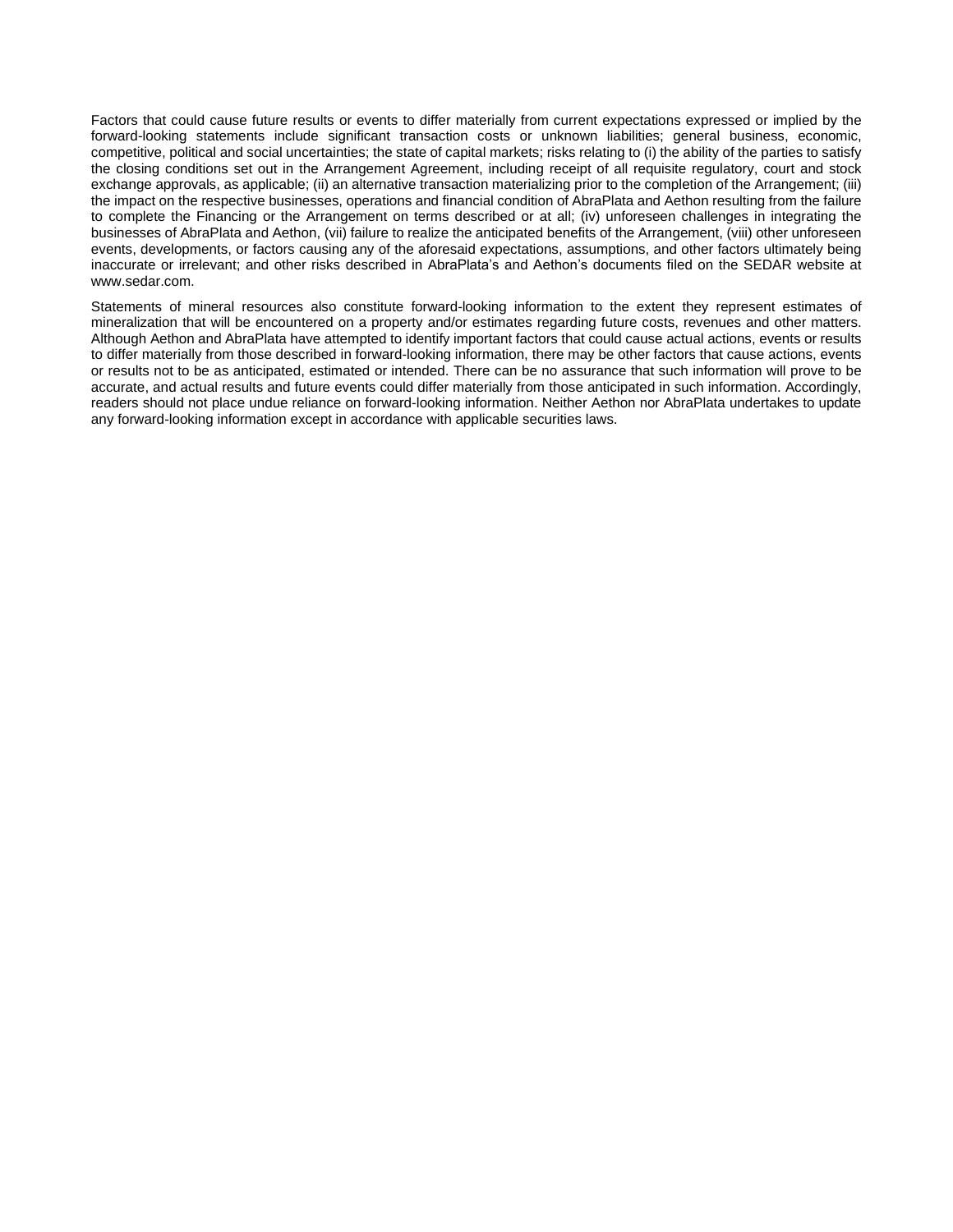Factors that could cause future results or events to differ materially from current expectations expressed or implied by the forward-looking statements include significant transaction costs or unknown liabilities; general business, economic, competitive, political and social uncertainties; the state of capital markets; risks relating to (i) the ability of the parties to satisfy the closing conditions set out in the Arrangement Agreement, including receipt of all requisite regulatory, court and stock exchange approvals, as applicable; (ii) an alternative transaction materializing prior to the completion of the Arrangement; (iii) the impact on the respective businesses, operations and financial condition of AbraPlata and Aethon resulting from the failure to complete the Financing or the Arrangement on terms described or at all; (iv) unforeseen challenges in integrating the businesses of AbraPlata and Aethon, (vii) failure to realize the anticipated benefits of the Arrangement, (viii) other unforeseen events, developments, or factors causing any of the aforesaid expectations, assumptions, and other factors ultimately being inaccurate or irrelevant; and other risks described in AbraPlata's and Aethon's documents filed on the SEDAR website at www.sedar.com.

Statements of mineral resources also constitute forward-looking information to the extent they represent estimates of mineralization that will be encountered on a property and/or estimates regarding future costs, revenues and other matters. Although Aethon and AbraPlata have attempted to identify important factors that could cause actual actions, events or results to differ materially from those described in forward-looking information, there may be other factors that cause actions, events or results not to be as anticipated, estimated or intended. There can be no assurance that such information will prove to be accurate, and actual results and future events could differ materially from those anticipated in such information. Accordingly, readers should not place undue reliance on forward-looking information. Neither Aethon nor AbraPlata undertakes to update any forward-looking information except in accordance with applicable securities laws.